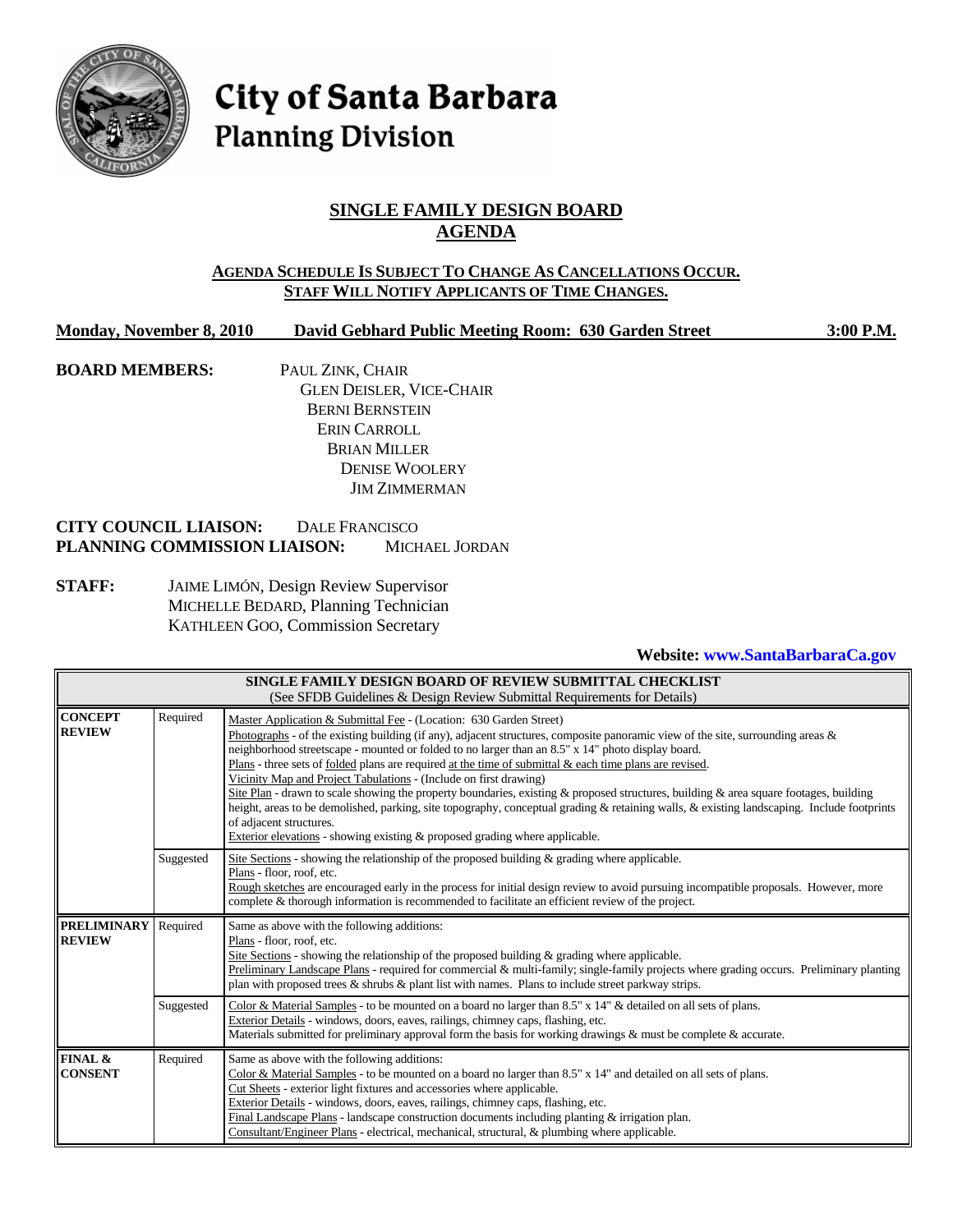# City of Santa Barbara
## Planning Division

## SINGLE FAMILY DESIGN BOARD AGENDA

**AGENDA SCHEDULE IS SUBJECT TO CHANGE AS CANCELLATIONS OCCUR. STAFF WILL NOTIFY APPLICANTS OF TIME CHANGES.**

**Monday, November 8, 2010 David Gebhard Public Meeting Room: 630 Garden Street 3:00 P.M.**

**BOARD MEMBERS:**
PAUL ZINK, CHAIR
GLEN DEISLER, VICE-CHAIR
BERNI BERNSTEIN
ERIN CARROLL
BRIAN MILLER
DENISE WOOLERY
JIM ZIMMERMAN

**CITY COUNCIL LIAISON:** DALE FRANCISCO
**PLANNING COMMISSION LIAISON:** MICHAEL JORDAN

**STAFF:**
JAIME LIMÓN, Design Review Supervisor
MICHELLE BEDARD, Planning Technician
KATHLEEN GOO, Commission Secretary

**Website: www.SantaBarbaraCa.gov**

| **SINGLE FAMILY DESIGN BOARD OF REVIEW SUBMITTAL CHECKLIST** (See SFDB Guidelines & Design Review Submittal Requirements for Details) | | |
|---|---|---|
| **CONCEPT REVIEW** | Required | Master Application & Submittal Fee - (Location: 630 Garden Street)<br>Photographs - of the existing building (if any), adjacent structures, composite panoramic view of the site, surrounding areas & neighborhood streetscape - mounted or folded to no larger than an 8.5" x 14" photo display board.<br>Plans - three sets of folded plans are required at the time of submittal & each time plans are revised.<br>Vicinity Map and Project Tabulations - (Include on first drawing)<br>Site Plan - drawn to scale showing the property boundaries, existing & proposed structures, building & area square footages, building height, areas to be demolished, parking, site topography, conceptual grading & retaining walls, & existing landscaping. Include footprints of adjacent structures.<br>Exterior elevations - showing existing & proposed grading where applicable. |
| | Suggested | Site Sections - showing the relationship of the proposed building & grading where applicable.<br>Plans - floor, roof, etc.<br>Rough sketches are encouraged early in the process for initial design review to avoid pursuing incompatible proposals. However, more complete & thorough information is recommended to facilitate an efficient review of the project. |
| **PRELIMINARY REVIEW** | Required | Same as above with the following additions:<br>Plans - floor, roof, etc.<br>Site Sections - showing the relationship of the proposed building & grading where applicable.<br>Preliminary Landscape Plans - required for commercial & multi-family; single-family projects where grading occurs. Preliminary planting plan with proposed trees & shrubs & plant list with names. Plans to include street parkway strips. |
| | Suggested | Color & Material Samples - to be mounted on a board no larger than 8.5" x 14" & detailed on all sets of plans.<br>Exterior Details - windows, doors, eaves, railings, chimney caps, flashing, etc.<br>Materials submitted for preliminary approval form the basis for working drawings & must be complete & accurate. |
| **FINAL & CONSENT** | Required | Same as above with the following additions:<br>Color & Material Samples - to be mounted on a board no larger than 8.5" x 14" and detailed on all sets of plans.<br>Cut Sheets - exterior light fixtures and accessories where applicable.<br>Exterior Details - windows, doors, eaves, railings, chimney caps, flashing, etc.<br>Final Landscape Plans - landscape construction documents including planting & irrigation plan.<br>Consultant/Engineer Plans - electrical, mechanical, structural, & plumbing where applicable. |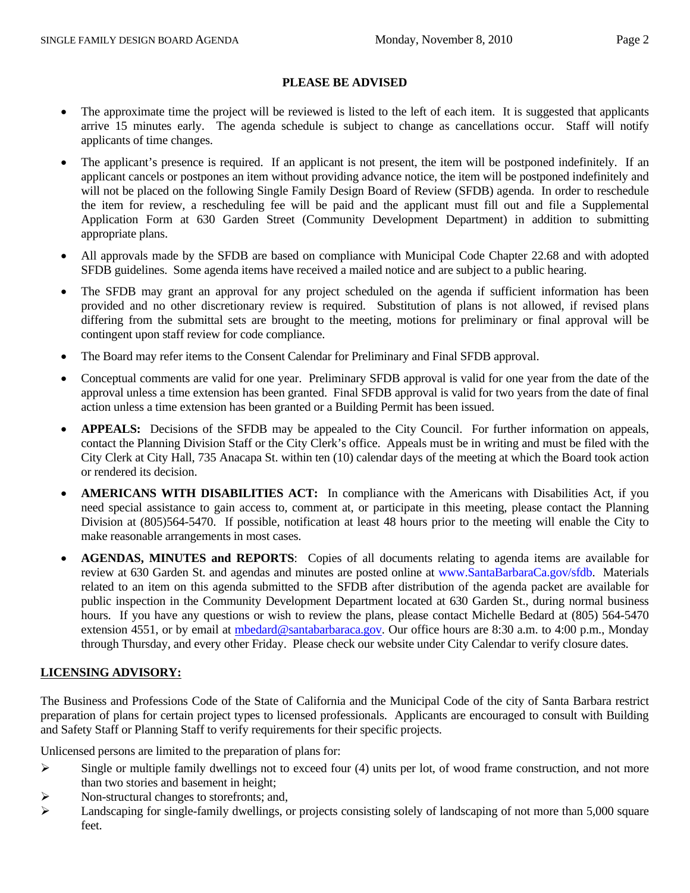**PLEASE BE ADVISED**

- The approximate time the project will be reviewed is listed to the left of each item. It is suggested that applicants arrive 15 minutes early. The agenda schedule is subject to change as cancellations occur. Staff will notify applicants of time changes.
- The applicant's presence is required. If an applicant is not present, the item will be postponed indefinitely. If an applicant cancels or postpones an item without providing advance notice, the item will be postponed indefinitely and will not be placed on the following Single Family Design Board of Review (SFDB) agenda. In order to reschedule the item for review, a rescheduling fee will be paid and the applicant must fill out and file a Supplemental Application Form at 630 Garden Street (Community Development Department) in addition to submitting appropriate plans.
- All approvals made by the SFDB are based on compliance with Municipal Code Chapter 22.68 and with adopted SFDB guidelines. Some agenda items have received a mailed notice and are subject to a public hearing.
- The SFDB may grant an approval for any project scheduled on the agenda if sufficient information has been provided and no other discretionary review is required. Substitution of plans is not allowed, if revised plans differing from the submittal sets are brought to the meeting, motions for preliminary or final approval will be contingent upon staff review for code compliance.
- The Board may refer items to the Consent Calendar for Preliminary and Final SFDB approval.
- Conceptual comments are valid for one year. Preliminary SFDB approval is valid for one year from the date of the approval unless a time extension has been granted. Final SFDB approval is valid for two years from the date of final action unless a time extension has been granted or a Building Permit has been issued.
- **APPEALS:** Decisions of the SFDB may be appealed to the City Council. For further information on appeals, contact the Planning Division Staff or the City Clerk's office. Appeals must be in writing and must be filed with the City Clerk at City Hall, 735 Anacapa St. within ten (10) calendar days of the meeting at which the Board took action or rendered its decision.
- **AMERICANS WITH DISABILITIES ACT:** In compliance with the Americans with Disabilities Act, if you need special assistance to gain access to, comment at, or participate in this meeting, please contact the Planning Division at (805)564-5470. If possible, notification at least 48 hours prior to the meeting will enable the City to make reasonable arrangements in most cases.
- **AGENDAS, MINUTES and REPORTS**: Copies of all documents relating to agenda items are available for review at 630 Garden St. and agendas and minutes are posted online at www.SantaBarbaraCa.gov/sfdb. Materials related to an item on this agenda submitted to the SFDB after distribution of the agenda packet are available for public inspection in the Community Development Department located at 630 Garden St., during normal business hours. If you have any questions or wish to review the plans, please contact Michelle Bedard at (805) 564-5470 extension 4551, or by email at mbedard@santabarbaraca.gov. Our office hours are 8:30 a.m. to 4:00 p.m., Monday through Thursday, and every other Friday. Please check our website under City Calendar to verify closure dates.

**LICENSING ADVISORY:**

The Business and Professions Code of the State of California and the Municipal Code of the city of Santa Barbara restrict preparation of plans for certain project types to licensed professionals. Applicants are encouraged to consult with Building and Safety Staff or Planning Staff to verify requirements for their specific projects.

Unlicensed persons are limited to the preparation of plans for:

- Single or multiple family dwellings not to exceed four (4) units per lot, of wood frame construction, and not more than two stories and basement in height;
- Non-structural changes to storefronts; and,
- Landscaping for single-family dwellings, or projects consisting solely of landscaping of not more than 5,000 square feet.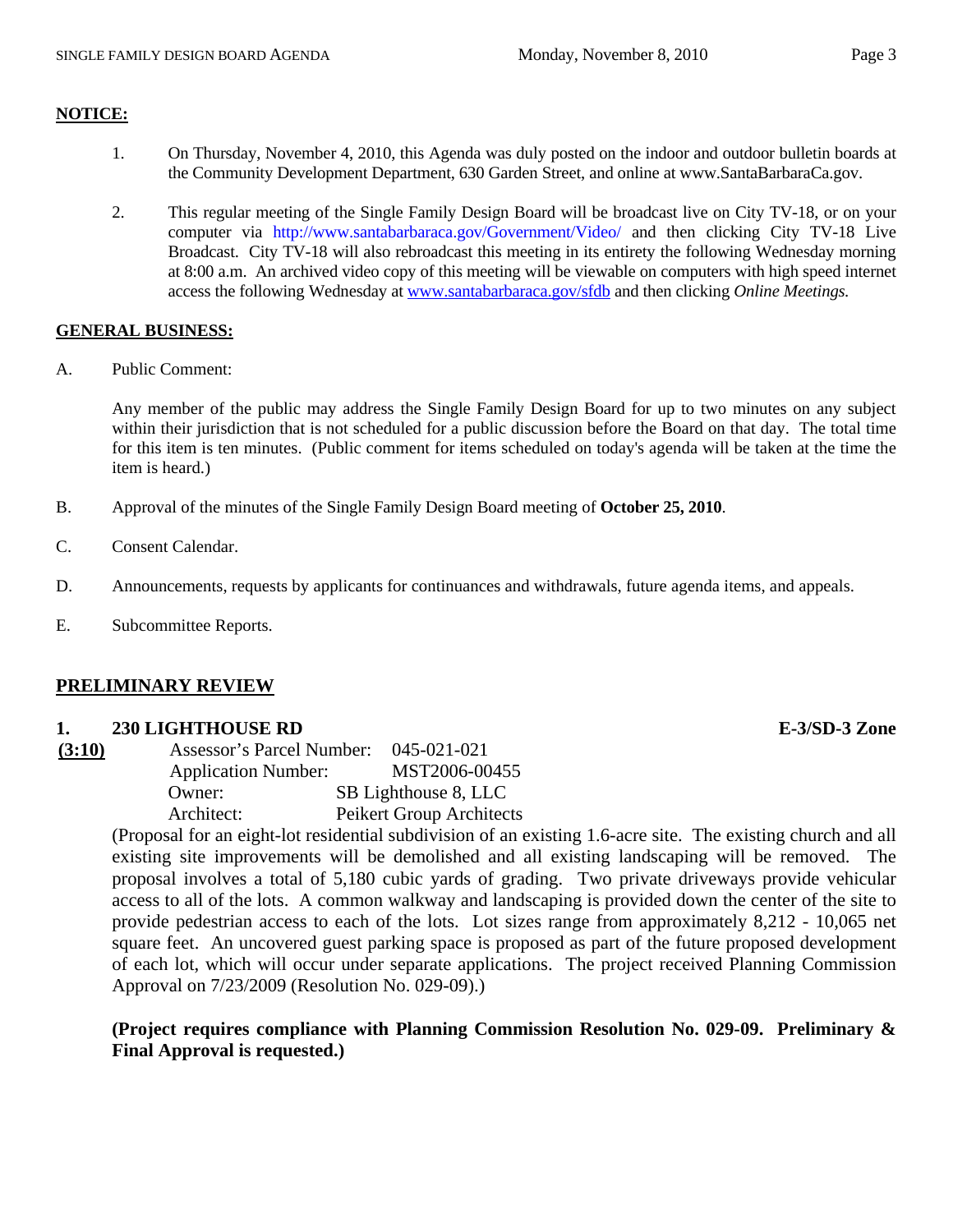**NOTICE:**

1. On Thursday, November 4, 2010, this Agenda was duly posted on the indoor and outdoor bulletin boards at the Community Development Department, 630 Garden Street, and online at www.SantaBarbaraCa.gov.

2. This regular meeting of the Single Family Design Board will be broadcast live on City TV-18, or on your computer via http://www.santabarbaraca.gov/Government/Video/ and then clicking City TV-18 Live Broadcast. City TV-18 will also rebroadcast this meeting in its entirety the following Wednesday morning at 8:00 a.m. An archived video copy of this meeting will be viewable on computers with high speed internet access the following Wednesday at www.santabarbaraca.gov/sfdb and then clicking *Online Meetings.*

**GENERAL BUSINESS:**

A. Public Comment:

Any member of the public may address the Single Family Design Board for up to two minutes on any subject within their jurisdiction that is not scheduled for a public discussion before the Board on that day. The total time for this item is ten minutes. (Public comment for items scheduled on today's agenda will be taken at the time the item is heard.)

B. Approval of the minutes of the Single Family Design Board meeting of **October 25, 2010**.

C. Consent Calendar.

D. Announcements, requests by applicants for continuances and withdrawals, future agenda items, and appeals.

E. Subcommittee Reports.

**PRELIMINARY REVIEW**

**1. 230 LIGHTHOUSE RD** **E-3/SD-3 Zone**

**(3:10)**

Assessor's Parcel Number: 045-021-021
Application Number: MST2006-00455
Owner: SB Lighthouse 8, LLC
Architect: Peikert Group Architects

(Proposal for an eight-lot residential subdivision of an existing 1.6-acre site. The existing church and all existing site improvements will be demolished and all existing landscaping will be removed. The proposal involves a total of 5,180 cubic yards of grading. Two private driveways provide vehicular access to all of the lots. A common walkway and landscaping is provided down the center of the site to provide pedestrian access to each of the lots. Lot sizes range from approximately 8,212 - 10,065 net square feet. An uncovered guest parking space is proposed as part of the future proposed development of each lot, which will occur under separate applications. The project received Planning Commission Approval on 7/23/2009 (Resolution No. 029-09).)

**(Project requires compliance with Planning Commission Resolution No. 029-09. Preliminary & Final Approval is requested.)**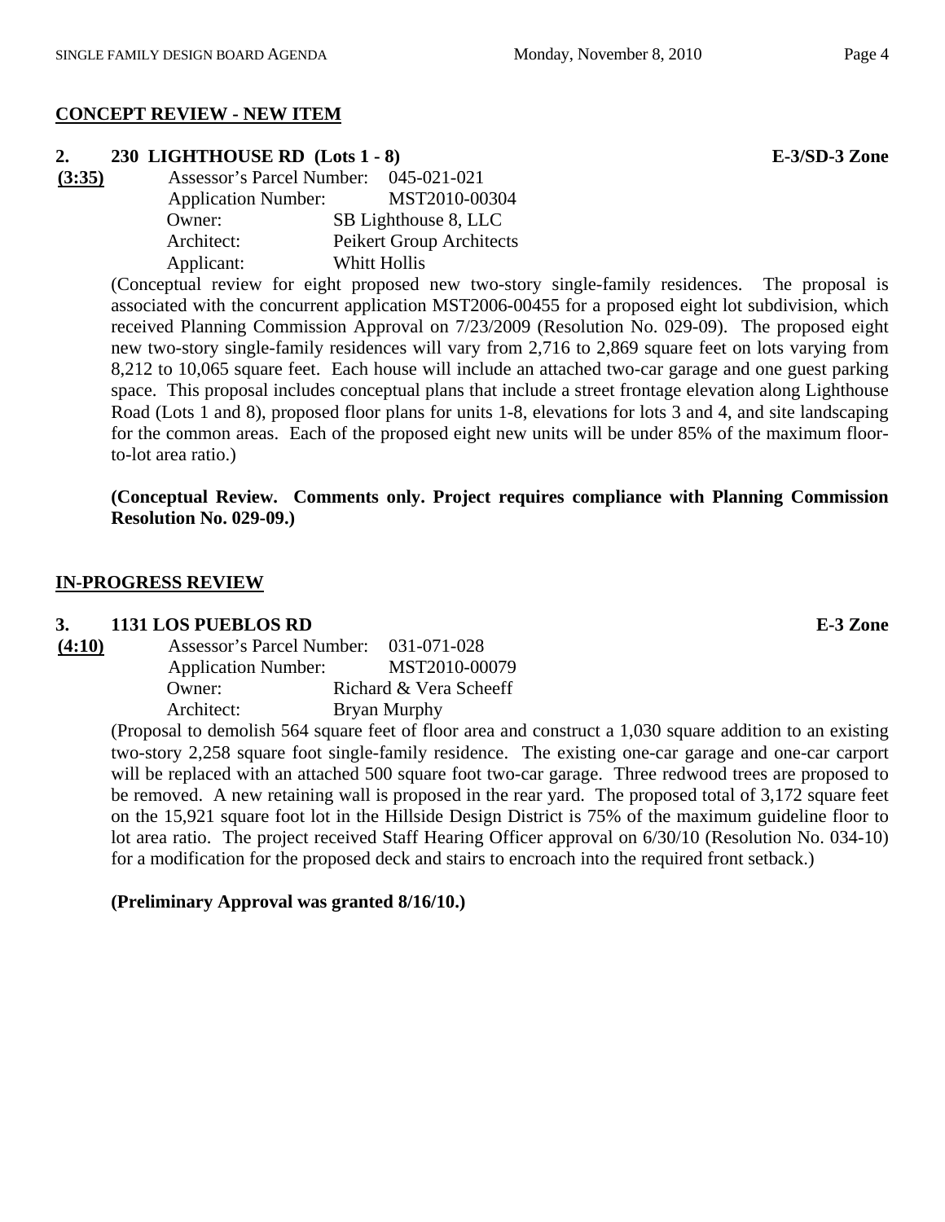## CONCEPT REVIEW - NEW ITEM

**2. 230 LIGHTHOUSE RD (Lots 1 - 8)** **E-3/SD-3 Zone**

**(3:35)**

Assessor's Parcel Number: 045-021-021
Application Number: MST2010-00304
Owner: SB Lighthouse 8, LLC
Architect: Peikert Group Architects
Applicant: Whitt Hollis

(Conceptual review for eight proposed new two-story single-family residences. The proposal is associated with the concurrent application MST2006-00455 for a proposed eight lot subdivision, which received Planning Commission Approval on 7/23/2009 (Resolution No. 029-09). The proposed eight new two-story single-family residences will vary from 2,716 to 2,869 square feet on lots varying from 8,212 to 10,065 square feet. Each house will include an attached two-car garage and one guest parking space. This proposal includes conceptual plans that include a street frontage elevation along Lighthouse Road (Lots 1 and 8), proposed floor plans for units 1-8, elevations for lots 3 and 4, and site landscaping for the common areas. Each of the proposed eight new units will be under 85% of the maximum floor-to-lot area ratio.)

**(Conceptual Review. Comments only. Project requires compliance with Planning Commission Resolution No. 029-09.)**

## IN-PROGRESS REVIEW

**3. 1131 LOS PUEBLOS RD** **E-3 Zone**

**(4:10)**

Assessor's Parcel Number: 031-071-028
Application Number: MST2010-00079
Owner: Richard & Vera Scheeff
Architect: Bryan Murphy

(Proposal to demolish 564 square feet of floor area and construct a 1,030 square addition to an existing two-story 2,258 square foot single-family residence. The existing one-car garage and one-car carport will be replaced with an attached 500 square foot two-car garage. Three redwood trees are proposed to be removed. A new retaining wall is proposed in the rear yard. The proposed total of 3,172 square feet on the 15,921 square foot lot in the Hillside Design District is 75% of the maximum guideline floor to lot area ratio. The project received Staff Hearing Officer approval on 6/30/10 (Resolution No. 034-10) for a modification for the proposed deck and stairs to encroach into the required front setback.)

**(Preliminary Approval was granted 8/16/10.)**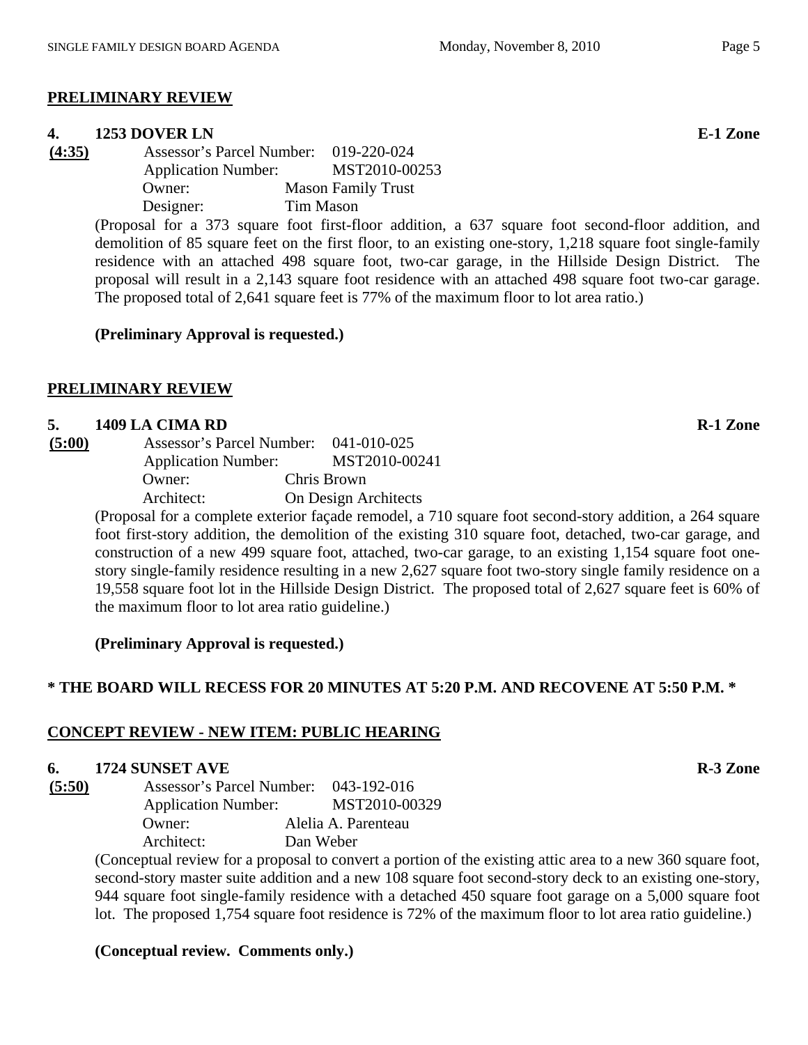## PRELIMINARY REVIEW

### 4. 1253 DOVER LN — E-1 Zone

**(4:35)**

Assessor's Parcel Number: 019-220-024
Application Number: MST2010-00253
Owner: Mason Family Trust
Designer: Tim Mason

(Proposal for a 373 square foot first-floor addition, a 637 square foot second-floor addition, and demolition of 85 square feet on the first floor, to an existing one-story, 1,218 square foot single-family residence with an attached 498 square foot, two-car garage, in the Hillside Design District. The proposal will result in a 2,143 square foot residence with an attached 498 square foot two-car garage. The proposed total of 2,641 square feet is 77% of the maximum floor to lot area ratio.)

**(Preliminary Approval is requested.)**

## PRELIMINARY REVIEW

### 5. 1409 LA CIMA RD — R-1 Zone

**(5:00)**

Assessor's Parcel Number: 041-010-025
Application Number: MST2010-00241
Owner: Chris Brown
Architect: On Design Architects

(Proposal for a complete exterior façade remodel, a 710 square foot second-story addition, a 264 square foot first-story addition, the demolition of the existing 310 square foot, detached, two-car garage, and construction of a new 499 square foot, attached, two-car garage, to an existing 1,154 square foot one-story single-family residence resulting in a new 2,627 square foot two-story single family residence on a 19,558 square foot lot in the Hillside Design District. The proposed total of 2,627 square feet is 60% of the maximum floor to lot area ratio guideline.)

**(Preliminary Approval is requested.)**

**\* THE BOARD WILL RECESS FOR 20 MINUTES AT 5:20 P.M. AND RECOVENE AT 5:50 P.M. \***

## CONCEPT REVIEW - NEW ITEM: PUBLIC HEARING

### 6. 1724 SUNSET AVE — R-3 Zone

**(5:50)**

Assessor's Parcel Number: 043-192-016
Application Number: MST2010-00329
Owner: Alelia A. Parenteau
Architect: Dan Weber

(Conceptual review for a proposal to convert a portion of the existing attic area to a new 360 square foot, second-story master suite addition and a new 108 square foot second-story deck to an existing one-story, 944 square foot single-family residence with a detached 450 square foot garage on a 5,000 square foot lot. The proposed 1,754 square foot residence is 72% of the maximum floor to lot area ratio guideline.)

**(Conceptual review. Comments only.)**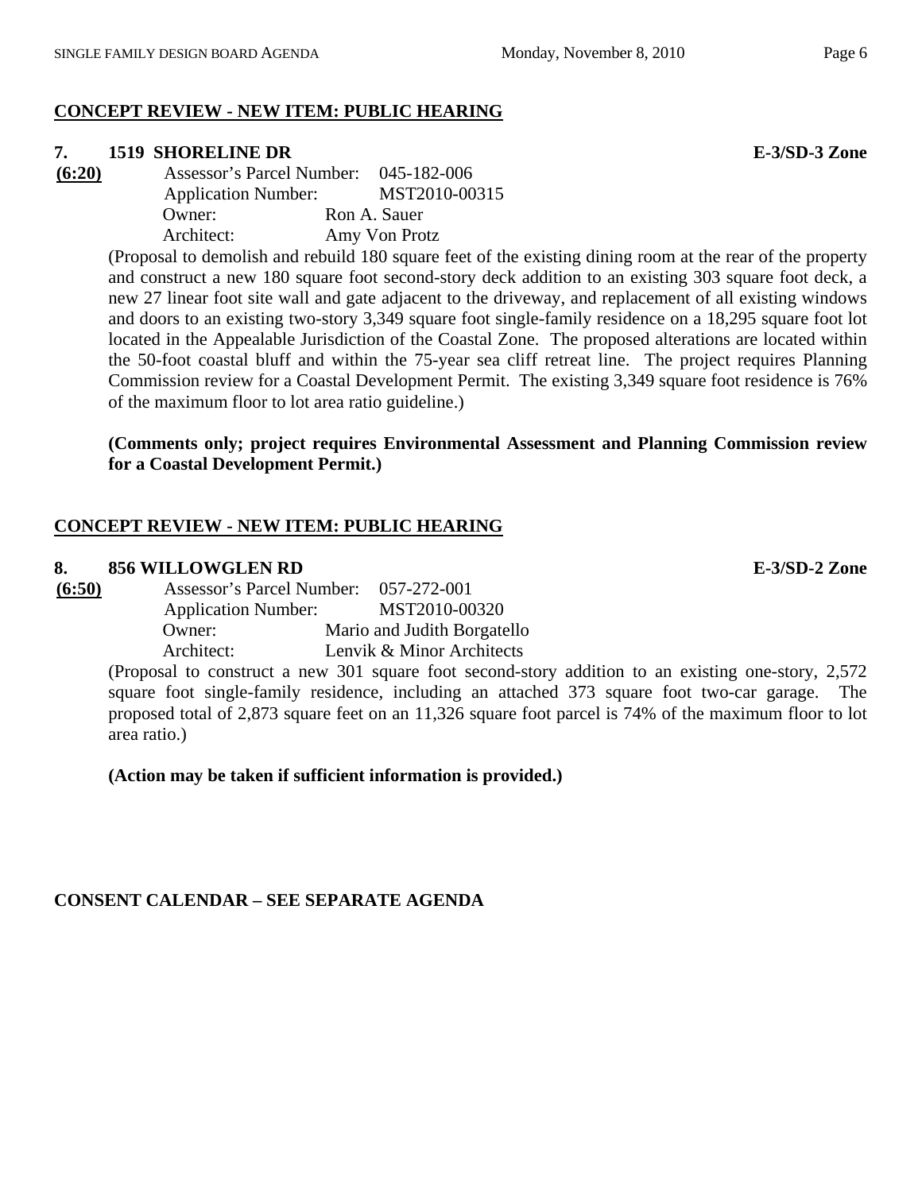## CONCEPT REVIEW - NEW ITEM: PUBLIC HEARING

**7. 1519 SHORELINE DR** **E-3/SD-3 Zone**

**(6:20)** Assessor's Parcel Number: 045-182-006
Application Number: MST2010-00315
Owner: Ron A. Sauer
Architect: Amy Von Protz

(Proposal to demolish and rebuild 180 square feet of the existing dining room at the rear of the property and construct a new 180 square foot second-story deck addition to an existing 303 square foot deck, a new 27 linear foot site wall and gate adjacent to the driveway, and replacement of all existing windows and doors to an existing two-story 3,349 square foot single-family residence on a 18,295 square foot lot located in the Appealable Jurisdiction of the Coastal Zone. The proposed alterations are located within the 50-foot coastal bluff and within the 75-year sea cliff retreat line. The project requires Planning Commission review for a Coastal Development Permit. The existing 3,349 square foot residence is 76% of the maximum floor to lot area ratio guideline.)

**(Comments only; project requires Environmental Assessment and Planning Commission review for a Coastal Development Permit.)**

## CONCEPT REVIEW - NEW ITEM: PUBLIC HEARING

**8. 856 WILLOWGLEN RD** **E-3/SD-2 Zone**

**(6:50)** Assessor's Parcel Number: 057-272-001
Application Number: MST2010-00320
Owner: Mario and Judith Borgatello
Architect: Lenvik & Minor Architects

(Proposal to construct a new 301 square foot second-story addition to an existing one-story, 2,572 square foot single-family residence, including an attached 373 square foot two-car garage. The proposed total of 2,873 square feet on an 11,326 square foot parcel is 74% of the maximum floor to lot area ratio.)

**(Action may be taken if sufficient information is provided.)**

## CONSENT CALENDAR – SEE SEPARATE AGENDA